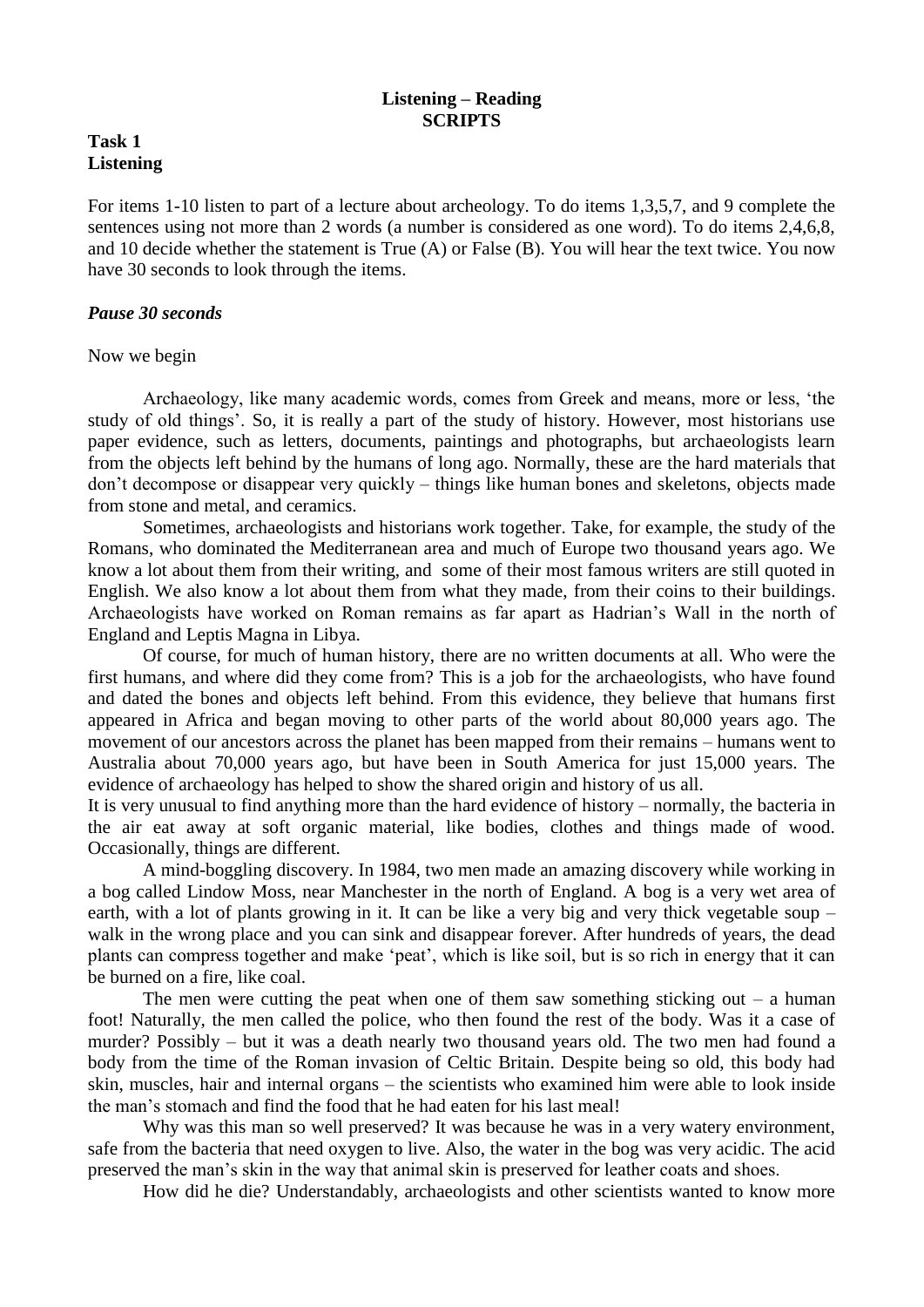**Listening – Reading**
**SCRIPTS**

**Task 1**
**Listening**

For items 1-10 listen to part of a lecture about archeology. To do items 1,3,5,7, and 9 complete the sentences using not more than 2 words (a number is considered as one word). To do items 2,4,6,8, and 10 decide whether the statement is True (A) or False (B). You will hear the text twice. You now have 30 seconds to look through the items.

***Pause 30 seconds***

Now we begin

Archaeology, like many academic words, comes from Greek and means, more or less, 'the study of old things'. So, it is really a part of the study of history. However, most historians use paper evidence, such as letters, documents, paintings and photographs, but archaeologists learn from the objects left behind by the humans of long ago. Normally, these are the hard materials that don't decompose or disappear very quickly – things like human bones and skeletons, objects made from stone and metal, and ceramics.

Sometimes, archaeologists and historians work together. Take, for example, the study of the Romans, who dominated the Mediterranean area and much of Europe two thousand years ago. We know a lot about them from their writing, and some of their most famous writers are still quoted in English. We also know a lot about them from what they made, from their coins to their buildings. Archaeologists have worked on Roman remains as far apart as Hadrian's Wall in the north of England and Leptis Magna in Libya.

Of course, for much of human history, there are no written documents at all. Who were the first humans, and where did they come from? This is a job for the archaeologists, who have found and dated the bones and objects left behind. From this evidence, they believe that humans first appeared in Africa and began moving to other parts of the world about 80,000 years ago. The movement of our ancestors across the planet has been mapped from their remains – humans went to Australia about 70,000 years ago, but have been in South America for just 15,000 years. The evidence of archaeology has helped to show the shared origin and history of us all.

It is very unusual to find anything more than the hard evidence of history – normally, the bacteria in the air eat away at soft organic material, like bodies, clothes and things made of wood. Occasionally, things are different.

A mind-boggling discovery. In 1984, two men made an amazing discovery while working in a bog called Lindow Moss, near Manchester in the north of England. A bog is a very wet area of earth, with a lot of plants growing in it. It can be like a very big and very thick vegetable soup – walk in the wrong place and you can sink and disappear forever. After hundreds of years, the dead plants can compress together and make 'peat', which is like soil, but is so rich in energy that it can be burned on a fire, like coal.

The men were cutting the peat when one of them saw something sticking out – a human foot! Naturally, the men called the police, who then found the rest of the body. Was it a case of murder? Possibly – but it was a death nearly two thousand years old. The two men had found a body from the time of the Roman invasion of Celtic Britain. Despite being so old, this body had skin, muscles, hair and internal organs – the scientists who examined him were able to look inside the man's stomach and find the food that he had eaten for his last meal!

Why was this man so well preserved? It was because he was in a very watery environment, safe from the bacteria that need oxygen to live. Also, the water in the bog was very acidic. The acid preserved the man's skin in the way that animal skin is preserved for leather coats and shoes.

How did he die? Understandably, archaeologists and other scientists wanted to know more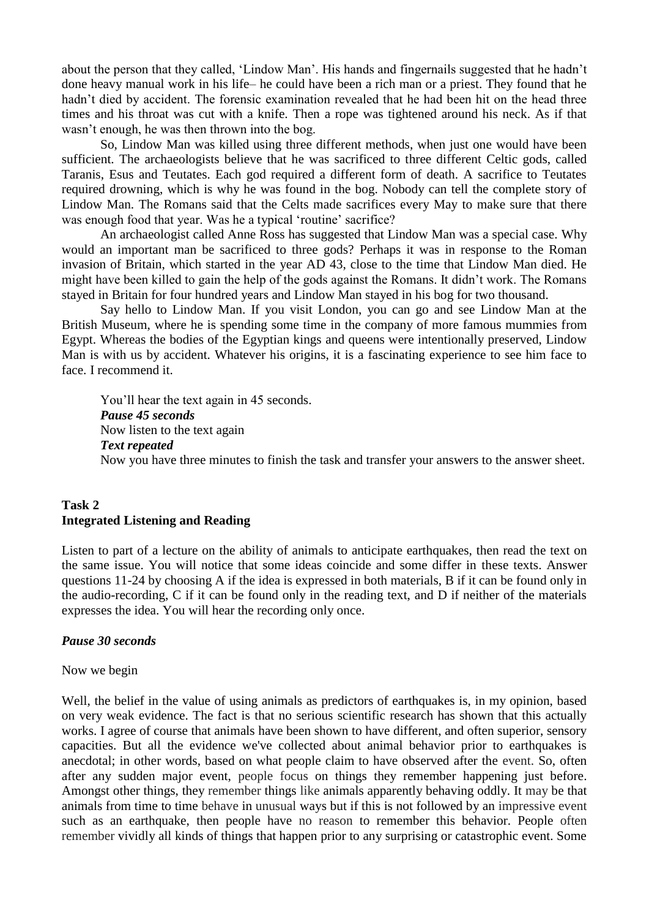about the person that they called, 'Lindow Man'. His hands and fingernails suggested that he hadn't done heavy manual work in his life– he could have been a rich man or a priest. They found that he hadn't died by accident. The forensic examination revealed that he had been hit on the head three times and his throat was cut with a knife. Then a rope was tightened around his neck. As if that wasn't enough, he was then thrown into the bog.

So, Lindow Man was killed using three different methods, when just one would have been sufficient. The archaeologists believe that he was sacrificed to three different Celtic gods, called Taranis, Esus and Teutates. Each god required a different form of death. A sacrifice to Teutates required drowning, which is why he was found in the bog. Nobody can tell the complete story of Lindow Man. The Romans said that the Celts made sacrifices every May to make sure that there was enough food that year. Was he a typical 'routine' sacrifice?

An archaeologist called Anne Ross has suggested that Lindow Man was a special case. Why would an important man be sacrificed to three gods? Perhaps it was in response to the Roman invasion of Britain, which started in the year AD 43, close to the time that Lindow Man died. He might have been killed to gain the help of the gods against the Romans. It didn't work. The Romans stayed in Britain for four hundred years and Lindow Man stayed in his bog for two thousand.

Say hello to Lindow Man. If you visit London, you can go and see Lindow Man at the British Museum, where he is spending some time in the company of more famous mummies from Egypt. Whereas the bodies of the Egyptian kings and queens were intentionally preserved, Lindow Man is with us by accident. Whatever his origins, it is a fascinating experience to see him face to face. I recommend it.

You'll hear the text again in 45 seconds.
***Pause 45 seconds***
Now listen to the text again
***Text repeated***
Now you have three minutes to finish the task and transfer your answers to the answer sheet.

## Task 2
## Integrated Listening and Reading

Listen to part of a lecture on the ability of animals to anticipate earthquakes, then read the text on the same issue. You will notice that some ideas coincide and some differ in these texts. Answer questions 11-24 by choosing A if the idea is expressed in both materials, B if it can be found only in the audio-recording, C if it can be found only in the reading text, and D if neither of the materials expresses the idea. You will hear the recording only once.

***Pause 30 seconds***

Now we begin

Well, the belief in the value of using animals as predictors of earthquakes is, in my opinion, based on very weak evidence. The fact is that no serious scientific research has shown that this actually works. I agree of course that animals have been shown to have different, and often superior, sensory capacities. But all the evidence we've collected about animal behavior prior to earthquakes is anecdotal; in other words, based on what people claim to have observed after the event. So, often after any sudden major event, people focus on things they remember happening just before. Amongst other things, they remember things like animals apparently behaving oddly. It may be that animals from time to time behave in unusual ways but if this is not followed by an impressive event such as an earthquake, then people have no reason to remember this behavior. People often remember vividly all kinds of things that happen prior to any surprising or catastrophic event. Some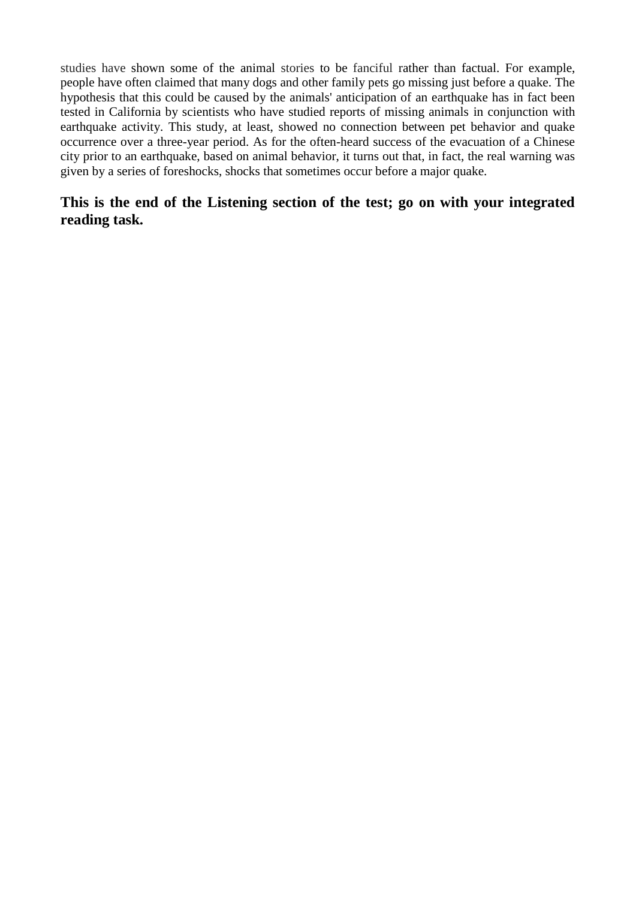studies have shown some of the animal stories to be fanciful rather than factual. For example, people have often claimed that many dogs and other family pets go missing just before a quake. The hypothesis that this could be caused by the animals' anticipation of an earthquake has in fact been tested in California by scientists who have studied reports of missing animals in conjunction with earthquake activity. This study, at least, showed no connection between pet behavior and quake occurrence over a three-year period. As for the often-heard success of the evacuation of a Chinese city prior to an earthquake, based on animal behavior, it turns out that, in fact, the real warning was given by a series of foreshocks, shocks that sometimes occur before a major quake.

**This is the end of the Listening section of the test; go on with your integrated reading task.**